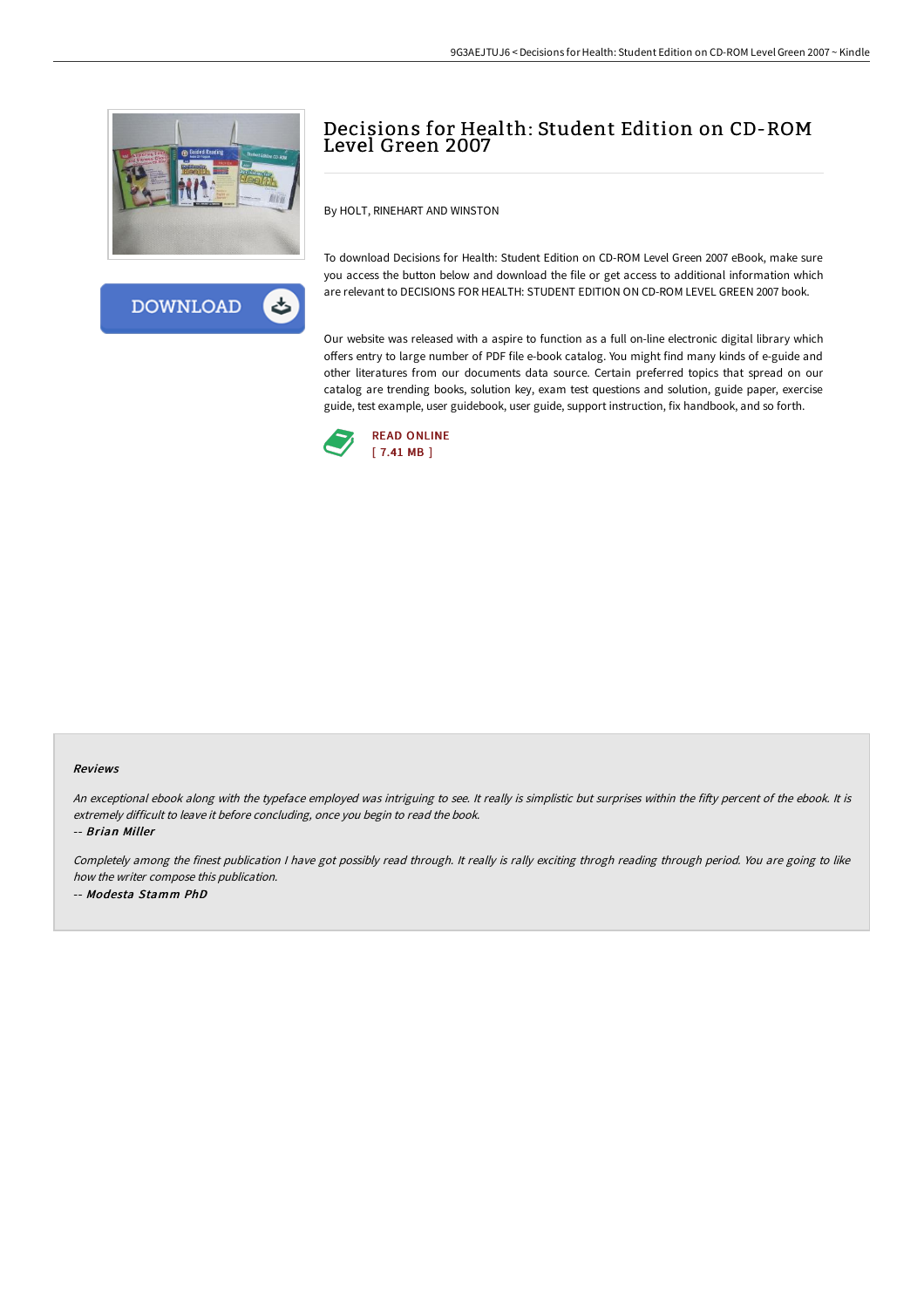# Decisions for Health: Student Edition on CD-ROM Level Green 2007

By HOLT, RINEHART AND WINSTON

To download Decisions for Health: Student Edition on CD-ROM Level Green 2007 eBook, make sure you access the button below and download the file or get access to additional information which are relevant to DECISIONS FOR HEALTH: STUDENT EDITION ON CD-ROM LEVEL GREEN 2007 book.

Our website was released with a aspire to function as a full on-line electronic digital library which offers entry to large number of PDF file e-book catalog. You might find many kinds of e-guide and other literatures from our documents data source. Certain preferred topics that spread on our catalog are trending books, solution key, exam test questions and solution, guide paper, exercise guide, test example, user guidebook, user guide, support instruction, fix handbook, and so forth.

READ ONLINE
[ 7.41 MB ]

### Reviews

*An exceptional ebook along with the typeface employed was intriguing to see. It really is simplistic but surprises within the fifty percent of the ebook. It is extremely difficult to leave it before concluding, once you begin to read the book.*

*-- Brian Miller*

*Completely among the finest publication I have got possibly read through. It really is rally exciting throgh reading through period. You are going to like how the writer compose this publication.*

*-- Modesta Stamm PhD*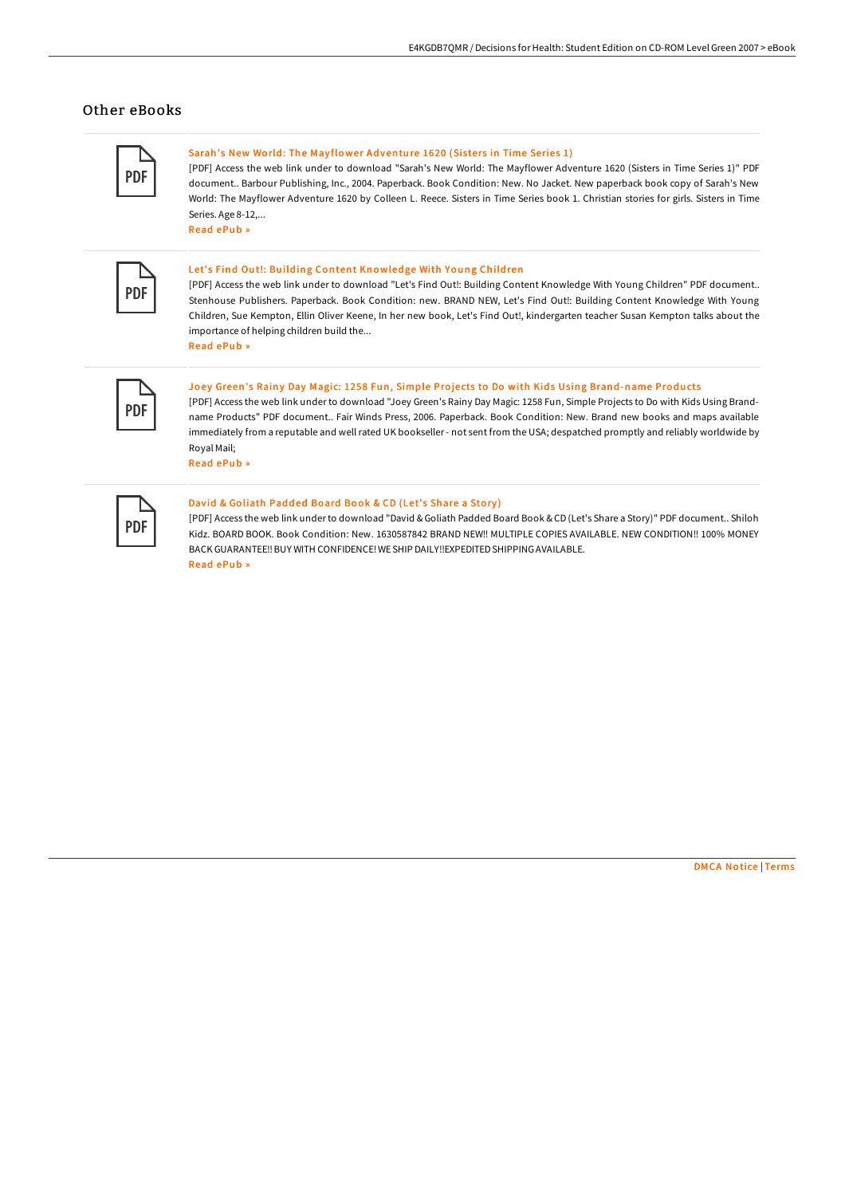## Other eBooks

### Sarah's New World: The Mayflower Adventure 1620 (Sisters in Time Series 1)

[PDF] Access the web link under to download "Sarah's New World: The Mayflower Adventure 1620 (Sisters in Time Series 1)" PDF document.. Barbour Publishing, Inc., 2004. Paperback. Book Condition: New. No Jacket. New paperback book copy of Sarah's New World: The Mayflower Adventure 1620 by Colleen L. Reece. Sisters in Time Series book 1. Christian stories for girls. Sisters in Time Series. Age 8-12,...

Read ePub »

### Let's Find Out!: Building Content Knowledge With Young Children

[PDF] Access the web link under to download "Let's Find Out!: Building Content Knowledge With Young Children" PDF document.. Stenhouse Publishers. Paperback. Book Condition: new. BRAND NEW, Let's Find Out!: Building Content Knowledge With Young Children, Sue Kempton, Ellin Oliver Keene, In her new book, Let's Find Out!, kindergarten teacher Susan Kempton talks about the importance of helping children build the...

Read ePub »

### Joey Green's Rainy Day Magic: 1258 Fun, Simple Projects to Do with Kids Using Brand-name Products

[PDF] Access the web link under to download "Joey Green's Rainy Day Magic: 1258 Fun, Simple Projects to Do with Kids Using Brand-name Products" PDF document.. Fair Winds Press, 2006. Paperback. Book Condition: New. Brand new books and maps available immediately from a reputable and well rated UK bookseller - not sent from the USA; despatched promptly and reliably worldwide by Royal Mail;

Read ePub »

### David & Goliath Padded Board Book & CD (Let's Share a Story)

[PDF] Access the web link under to download "David & Goliath Padded Board Book & CD (Let's Share a Story)" PDF document.. Shiloh Kidz. BOARD BOOK. Book Condition: New. 1630587842 BRAND NEW!! MULTIPLE COPIES AVAILABLE. NEW CONDITION!! 100% MONEY BACK GUARANTEE!! BUY WITH CONFIDENCE! WE SHIP DAILY!!EXPEDITED SHIPPING AVAILABLE.

Read ePub »